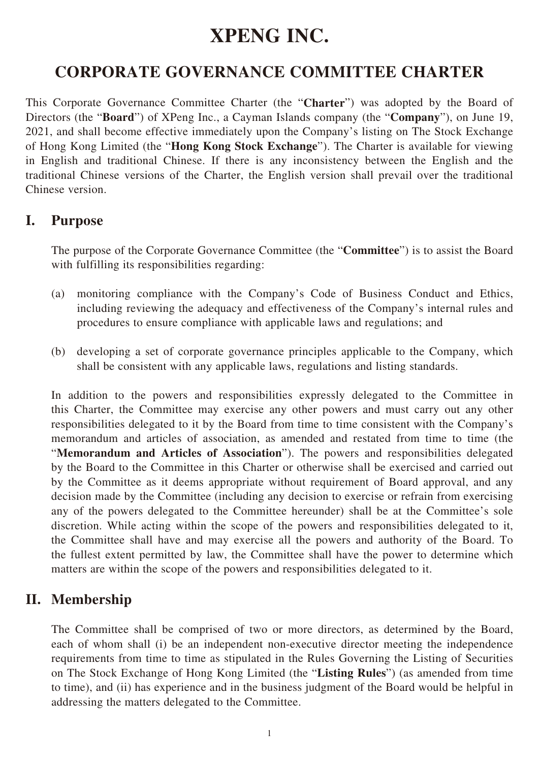# XPENG INC.

## CORPORATE GOVERNANCE COMMITTEE CHARTER

This Corporate Governance Committee Charter (the "**Charter**") was adopted by the Board of Directors (the "**Board**") of XPeng Inc., a Cayman Islands company (the "**Company**"), on June 19, 2021, and shall become effective immediately upon the Company's listing on The Stock Exchange of Hong Kong Limited (the "**Hong Kong Stock Exchange**"). The Charter is available for viewing in English and traditional Chinese. If there is any inconsistency between the English and the traditional Chinese versions of the Charter, the English version shall prevail over the traditional Chinese version.

## I. Purpose

The purpose of the Corporate Governance Committee (the "**Committee**") is to assist the Board with fulfilling its responsibilities regarding:

(a) monitoring compliance with the Company's Code of Business Conduct and Ethics, including reviewing the adequacy and effectiveness of the Company's internal rules and procedures to ensure compliance with applicable laws and regulations; and

(b) developing a set of corporate governance principles applicable to the Company, which shall be consistent with any applicable laws, regulations and listing standards.

In addition to the powers and responsibilities expressly delegated to the Committee in this Charter, the Committee may exercise any other powers and must carry out any other responsibilities delegated to it by the Board from time to time consistent with the Company's memorandum and articles of association, as amended and restated from time to time (the "**Memorandum and Articles of Association**"). The powers and responsibilities delegated by the Board to the Committee in this Charter or otherwise shall be exercised and carried out by the Committee as it deems appropriate without requirement of Board approval, and any decision made by the Committee (including any decision to exercise or refrain from exercising any of the powers delegated to the Committee hereunder) shall be at the Committee's sole discretion. While acting within the scope of the powers and responsibilities delegated to it, the Committee shall have and may exercise all the powers and authority of the Board. To the fullest extent permitted by law, the Committee shall have the power to determine which matters are within the scope of the powers and responsibilities delegated to it.

## II. Membership

The Committee shall be comprised of two or more directors, as determined by the Board, each of whom shall (i) be an independent non-executive director meeting the independence requirements from time to time as stipulated in the Rules Governing the Listing of Securities on The Stock Exchange of Hong Kong Limited (the "**Listing Rules**") (as amended from time to time), and (ii) has experience and in the business judgment of the Board would be helpful in addressing the matters delegated to the Committee.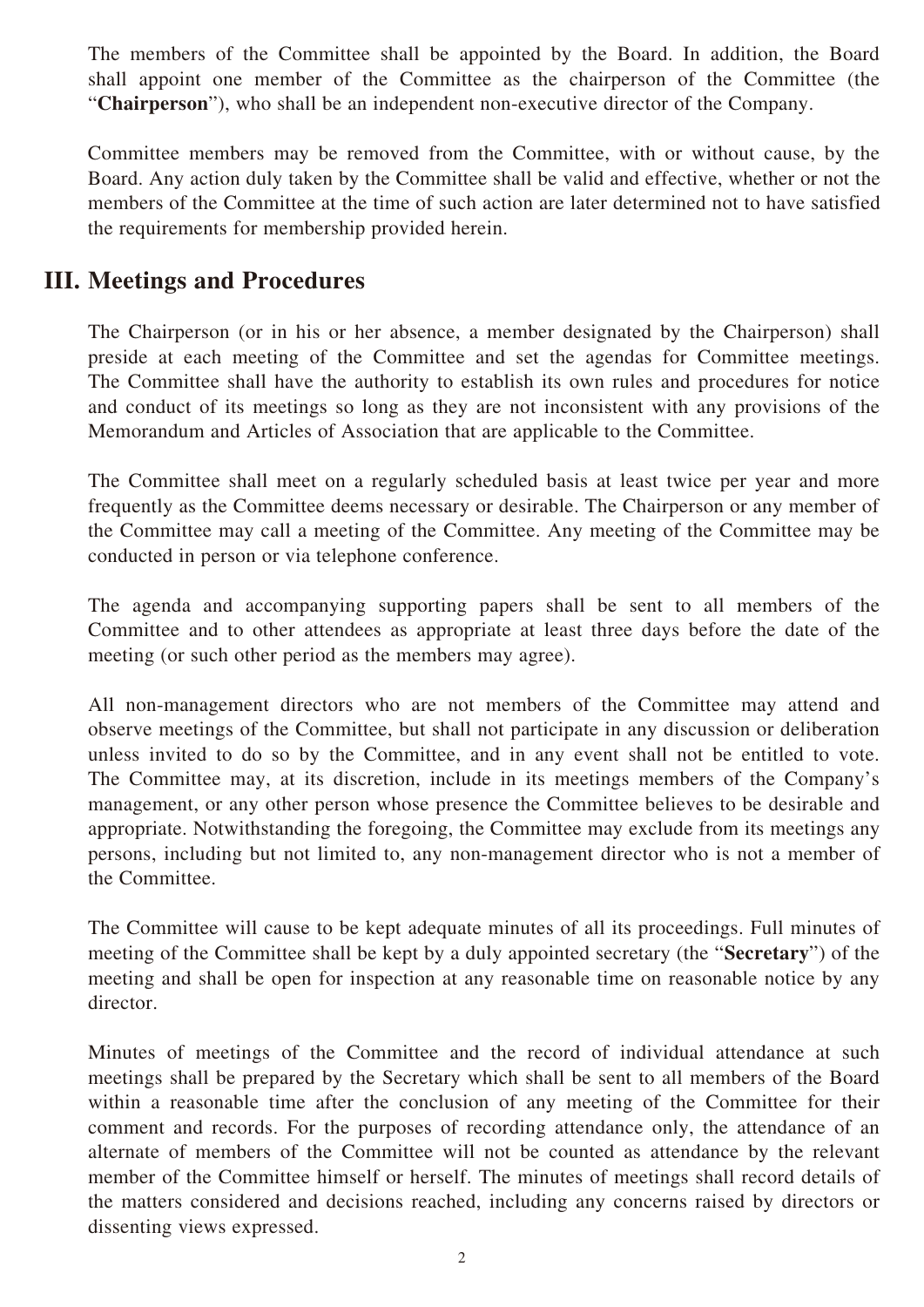The members of the Committee shall be appointed by the Board. In addition, the Board shall appoint one member of the Committee as the chairperson of the Committee (the "**Chairperson**"), who shall be an independent non-executive director of the Company.

Committee members may be removed from the Committee, with or without cause, by the Board. Any action duly taken by the Committee shall be valid and effective, whether or not the members of the Committee at the time of such action are later determined not to have satisfied the requirements for membership provided herein.

## III. Meetings and Procedures

The Chairperson (or in his or her absence, a member designated by the Chairperson) shall preside at each meeting of the Committee and set the agendas for Committee meetings. The Committee shall have the authority to establish its own rules and procedures for notice and conduct of its meetings so long as they are not inconsistent with any provisions of the Memorandum and Articles of Association that are applicable to the Committee.

The Committee shall meet on a regularly scheduled basis at least twice per year and more frequently as the Committee deems necessary or desirable. The Chairperson or any member of the Committee may call a meeting of the Committee. Any meeting of the Committee may be conducted in person or via telephone conference.

The agenda and accompanying supporting papers shall be sent to all members of the Committee and to other attendees as appropriate at least three days before the date of the meeting (or such other period as the members may agree).

All non-management directors who are not members of the Committee may attend and observe meetings of the Committee, but shall not participate in any discussion or deliberation unless invited to do so by the Committee, and in any event shall not be entitled to vote. The Committee may, at its discretion, include in its meetings members of the Company's management, or any other person whose presence the Committee believes to be desirable and appropriate. Notwithstanding the foregoing, the Committee may exclude from its meetings any persons, including but not limited to, any non-management director who is not a member of the Committee.

The Committee will cause to be kept adequate minutes of all its proceedings. Full minutes of meeting of the Committee shall be kept by a duly appointed secretary (the "**Secretary**") of the meeting and shall be open for inspection at any reasonable time on reasonable notice by any director.

Minutes of meetings of the Committee and the record of individual attendance at such meetings shall be prepared by the Secretary which shall be sent to all members of the Board within a reasonable time after the conclusion of any meeting of the Committee for their comment and records. For the purposes of recording attendance only, the attendance of an alternate of members of the Committee will not be counted as attendance by the relevant member of the Committee himself or herself. The minutes of meetings shall record details of the matters considered and decisions reached, including any concerns raised by directors or dissenting views expressed.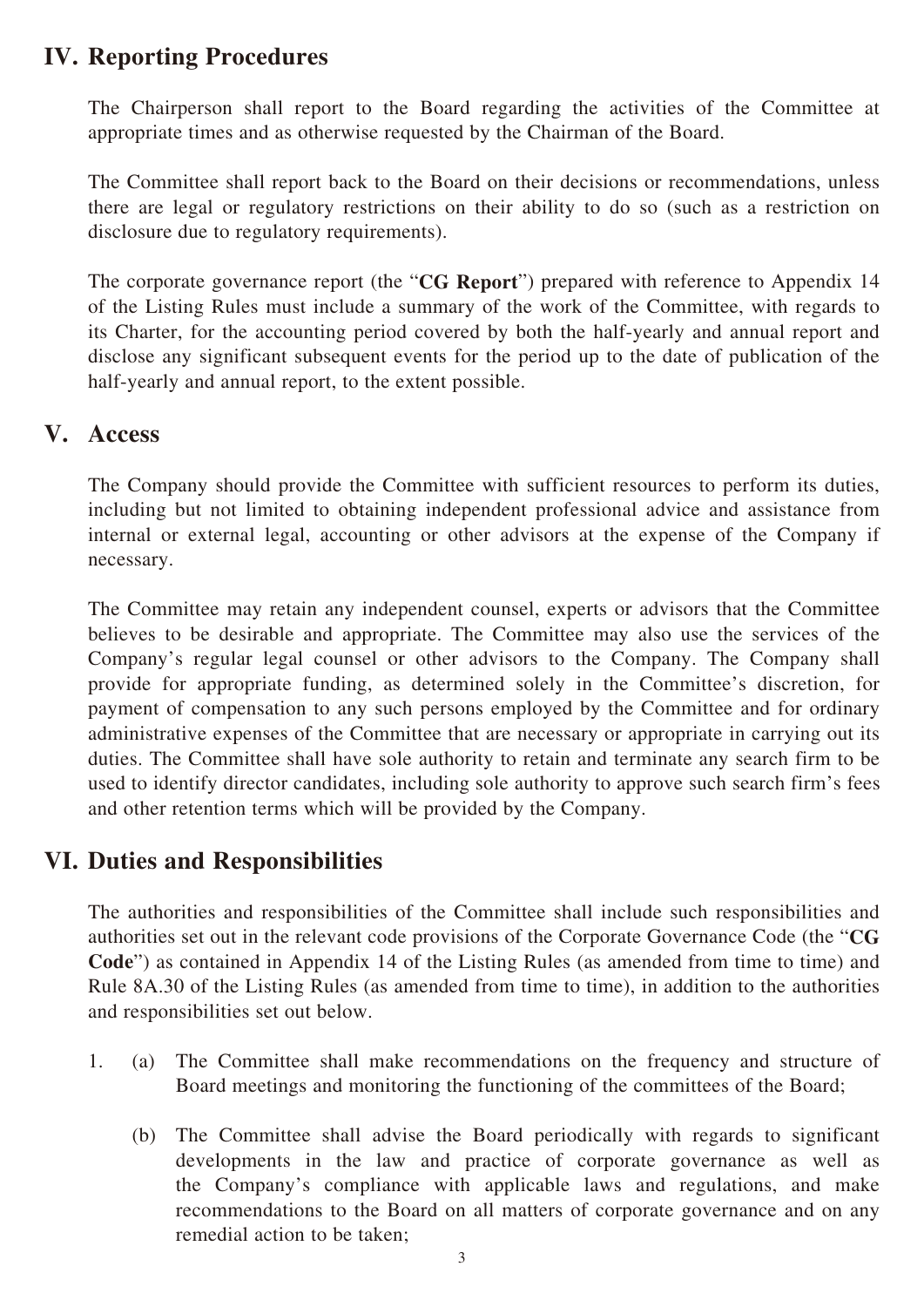## IV. Reporting Procedures

The Chairperson shall report to the Board regarding the activities of the Committee at appropriate times and as otherwise requested by the Chairman of the Board.

The Committee shall report back to the Board on their decisions or recommendations, unless there are legal or regulatory restrictions on their ability to do so (such as a restriction on disclosure due to regulatory requirements).

The corporate governance report (the "**CG Report**") prepared with reference to Appendix 14 of the Listing Rules must include a summary of the work of the Committee, with regards to its Charter, for the accounting period covered by both the half-yearly and annual report and disclose any significant subsequent events for the period up to the date of publication of the half-yearly and annual report, to the extent possible.

## V. Access

The Company should provide the Committee with sufficient resources to perform its duties, including but not limited to obtaining independent professional advice and assistance from internal or external legal, accounting or other advisors at the expense of the Company if necessary.

The Committee may retain any independent counsel, experts or advisors that the Committee believes to be desirable and appropriate. The Committee may also use the services of the Company's regular legal counsel or other advisors to the Company. The Company shall provide for appropriate funding, as determined solely in the Committee's discretion, for payment of compensation to any such persons employed by the Committee and for ordinary administrative expenses of the Committee that are necessary or appropriate in carrying out its duties. The Committee shall have sole authority to retain and terminate any search firm to be used to identify director candidates, including sole authority to approve such search firm's fees and other retention terms which will be provided by the Company.

## VI. Duties and Responsibilities

The authorities and responsibilities of the Committee shall include such responsibilities and authorities set out in the relevant code provisions of the Corporate Governance Code (the "**CG Code**") as contained in Appendix 14 of the Listing Rules (as amended from time to time) and Rule 8A.30 of the Listing Rules (as amended from time to time), in addition to the authorities and responsibilities set out below.

1. (a) The Committee shall make recommendations on the frequency and structure of Board meetings and monitoring the functioning of the committees of the Board;

   (b) The Committee shall advise the Board periodically with regards to significant developments in the law and practice of corporate governance as well as the Company's compliance with applicable laws and regulations, and make recommendations to the Board on all matters of corporate governance and on any remedial action to be taken;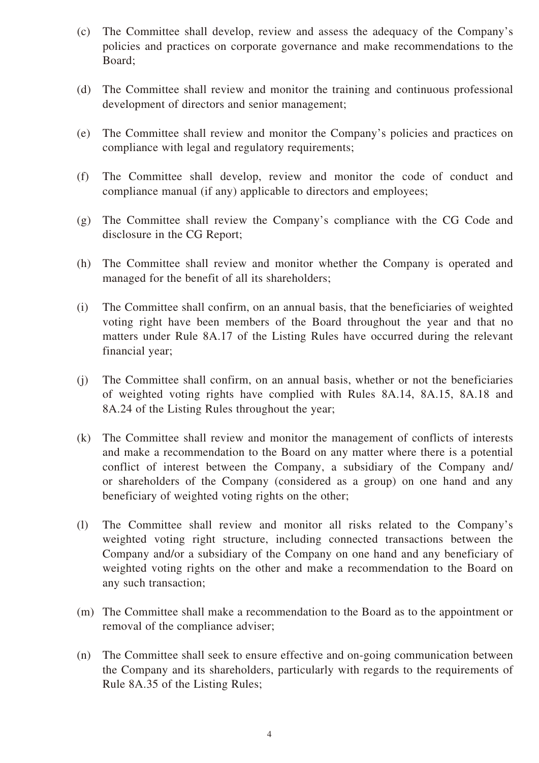(c) The Committee shall develop, review and assess the adequacy of the Company's policies and practices on corporate governance and make recommendations to the Board;

(d) The Committee shall review and monitor the training and continuous professional development of directors and senior management;

(e) The Committee shall review and monitor the Company's policies and practices on compliance with legal and regulatory requirements;

(f) The Committee shall develop, review and monitor the code of conduct and compliance manual (if any) applicable to directors and employees;

(g) The Committee shall review the Company's compliance with the CG Code and disclosure in the CG Report;

(h) The Committee shall review and monitor whether the Company is operated and managed for the benefit of all its shareholders;

(i) The Committee shall confirm, on an annual basis, that the beneficiaries of weighted voting right have been members of the Board throughout the year and that no matters under Rule 8A.17 of the Listing Rules have occurred during the relevant financial year;

(j) The Committee shall confirm, on an annual basis, whether or not the beneficiaries of weighted voting rights have complied with Rules 8A.14, 8A.15, 8A.18 and 8A.24 of the Listing Rules throughout the year;

(k) The Committee shall review and monitor the management of conflicts of interests and make a recommendation to the Board on any matter where there is a potential conflict of interest between the Company, a subsidiary of the Company and/ or shareholders of the Company (considered as a group) on one hand and any beneficiary of weighted voting rights on the other;

(l) The Committee shall review and monitor all risks related to the Company's weighted voting right structure, including connected transactions between the Company and/or a subsidiary of the Company on one hand and any beneficiary of weighted voting rights on the other and make a recommendation to the Board on any such transaction;

(m) The Committee shall make a recommendation to the Board as to the appointment or removal of the compliance adviser;

(n) The Committee shall seek to ensure effective and on-going communication between the Company and its shareholders, particularly with regards to the requirements of Rule 8A.35 of the Listing Rules;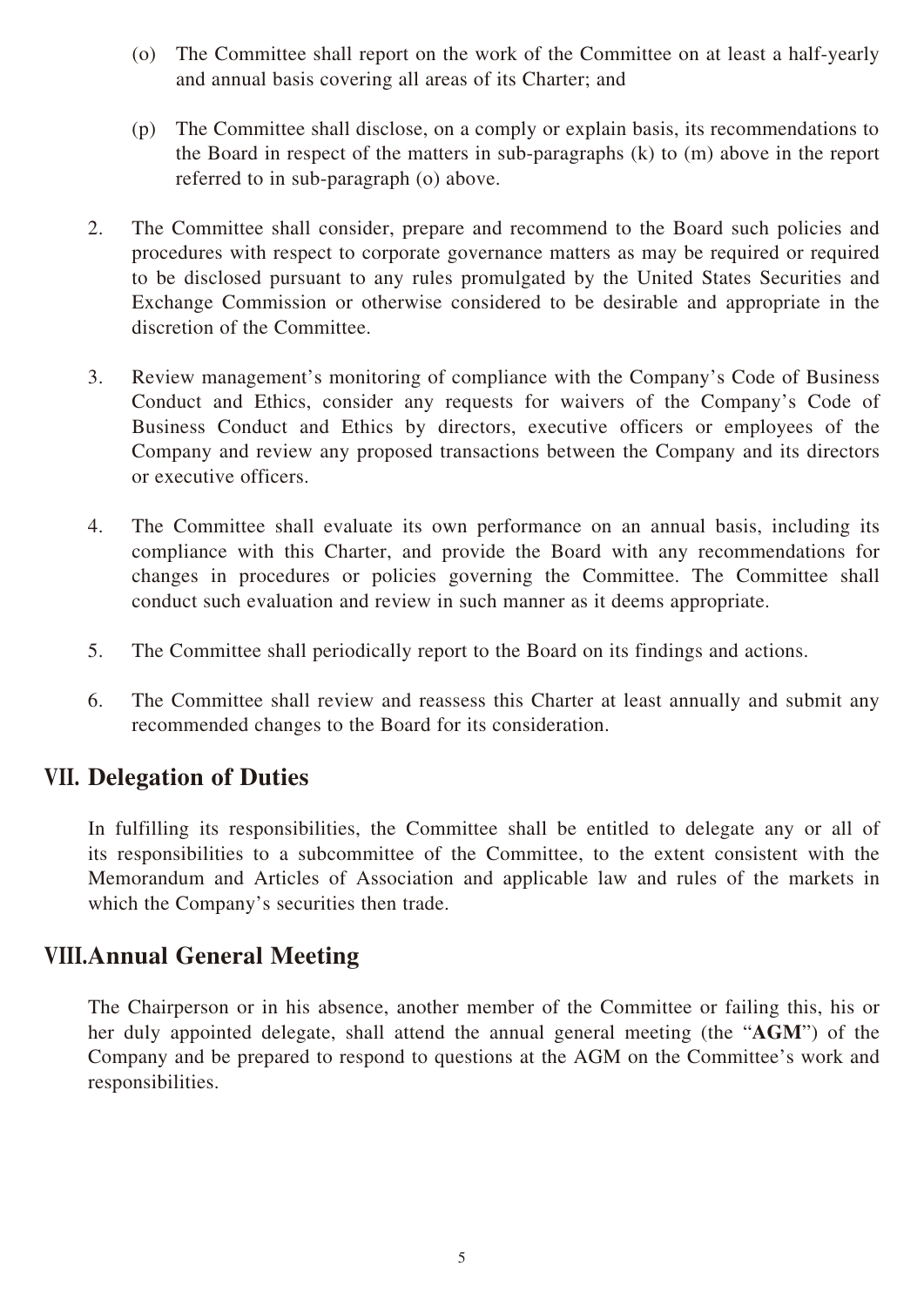(o) The Committee shall report on the work of the Committee on at least a half-yearly and annual basis covering all areas of its Charter; and

(p) The Committee shall disclose, on a comply or explain basis, its recommendations to the Board in respect of the matters in sub-paragraphs (k) to (m) above in the report referred to in sub-paragraph (o) above.

2. The Committee shall consider, prepare and recommend to the Board such policies and procedures with respect to corporate governance matters as may be required or required to be disclosed pursuant to any rules promulgated by the United States Securities and Exchange Commission or otherwise considered to be desirable and appropriate in the discretion of the Committee.

3. Review management's monitoring of compliance with the Company's Code of Business Conduct and Ethics, consider any requests for waivers of the Company's Code of Business Conduct and Ethics by directors, executive officers or employees of the Company and review any proposed transactions between the Company and its directors or executive officers.

4. The Committee shall evaluate its own performance on an annual basis, including its compliance with this Charter, and provide the Board with any recommendations for changes in procedures or policies governing the Committee. The Committee shall conduct such evaluation and review in such manner as it deems appropriate.

5. The Committee shall periodically report to the Board on its findings and actions.

6. The Committee shall review and reassess this Charter at least annually and submit any recommended changes to the Board for its consideration.

## VII. Delegation of Duties

In fulfilling its responsibilities, the Committee shall be entitled to delegate any or all of its responsibilities to a subcommittee of the Committee, to the extent consistent with the Memorandum and Articles of Association and applicable law and rules of the markets in which the Company's securities then trade.

## VIII. Annual General Meeting

The Chairperson or in his absence, another member of the Committee or failing this, his or her duly appointed delegate, shall attend the annual general meeting (the "**AGM**") of the Company and be prepared to respond to questions at the AGM on the Committee's work and responsibilities.